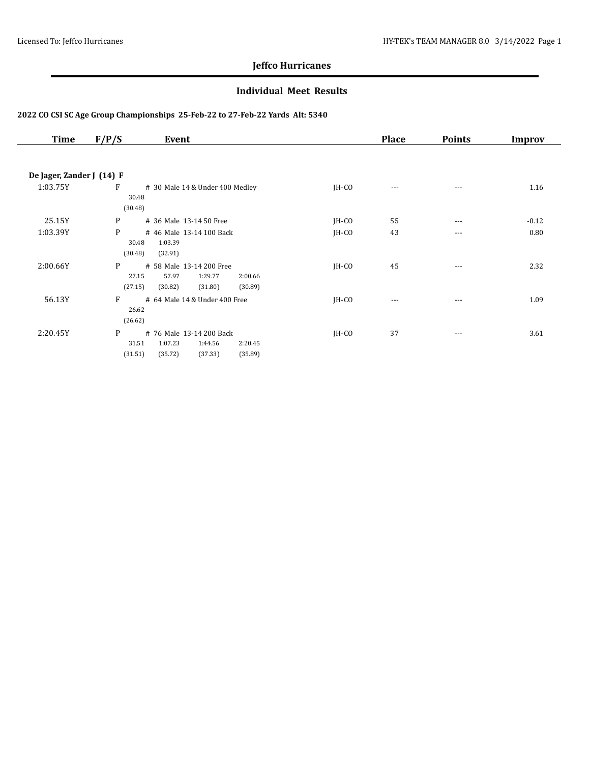# Jeffco Hurricanes

## Individual Meet Results

**2022 CO CSI SC Age Group Championships 25-Feb-22 to 27-Feb-22 Yards Alt: 5340**

| Time | F/P/S | Event | | Place | Points | Improv |
|---|---|---|---|---|---|---|
| **De Jager, Zander J (14) F** | | | | | | |
| 1:03.75Y | F | # 30 Male 14 & Under 400 Medley<br>30.48<br>(30.48) | JH-CO | --- | --- | 1.16 |
| 25.15Y | P | # 36 Male 13-14 50 Free | JH-CO | 55 | --- | -0.12 |
| 1:03.39Y | P | # 46 Male 13-14 100 Back<br>30.48 1:03.39<br>(30.48) (32.91) | JH-CO | 43 | --- | 0.80 |
| 2:00.66Y | P | # 58 Male 13-14 200 Free<br>27.15 57.97 1:29.77 2:00.66<br>(27.15) (30.82) (31.80) (30.89) | JH-CO | 45 | --- | 2.32 |
| 56.13Y | F | # 64 Male 14 & Under 400 Free<br>26.62<br>(26.62) | JH-CO | --- | --- | 1.09 |
| 2:20.45Y | P | # 76 Male 13-14 200 Back<br>31.51 1:07.23 1:44.56 2:20.45<br>(31.51) (35.72) (37.33) (35.89) | JH-CO | 37 | --- | 3.61 |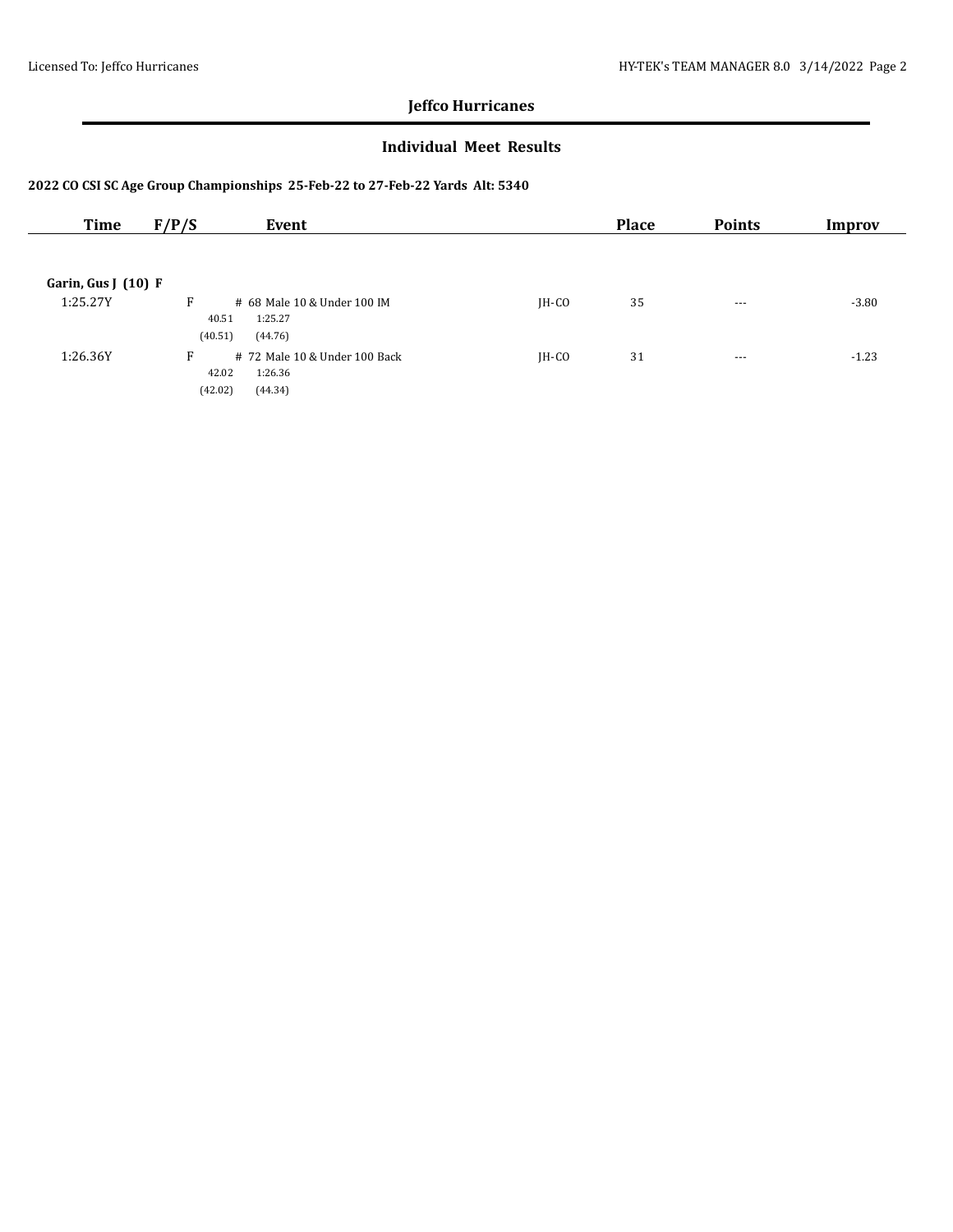## Jeffco Hurricanes

### Individual Meet Results

**2022 CO CSI SC Age Group Championships 25-Feb-22 to 27-Feb-22 Yards Alt: 5340**

| Time | F/P/S | Event | | Place | Points | Improv |
|---|---|---|---|---|---|---|
| **Garin, Gus J (10) F** | | | | | | |
| 1:25.27Y | F | # 68 Male 10 & Under 100 IM | JH-CO | 35 | --- | -3.80 |
| | | 40.51 1:25.27 | | | | |
| | | (40.51) (44.76) | | | | |
| 1:26.36Y | F | # 72 Male 10 & Under 100 Back | JH-CO | 31 | --- | -1.23 |
| | | 42.02 1:26.36 | | | | |
| | | (42.02) (44.34) | | | | |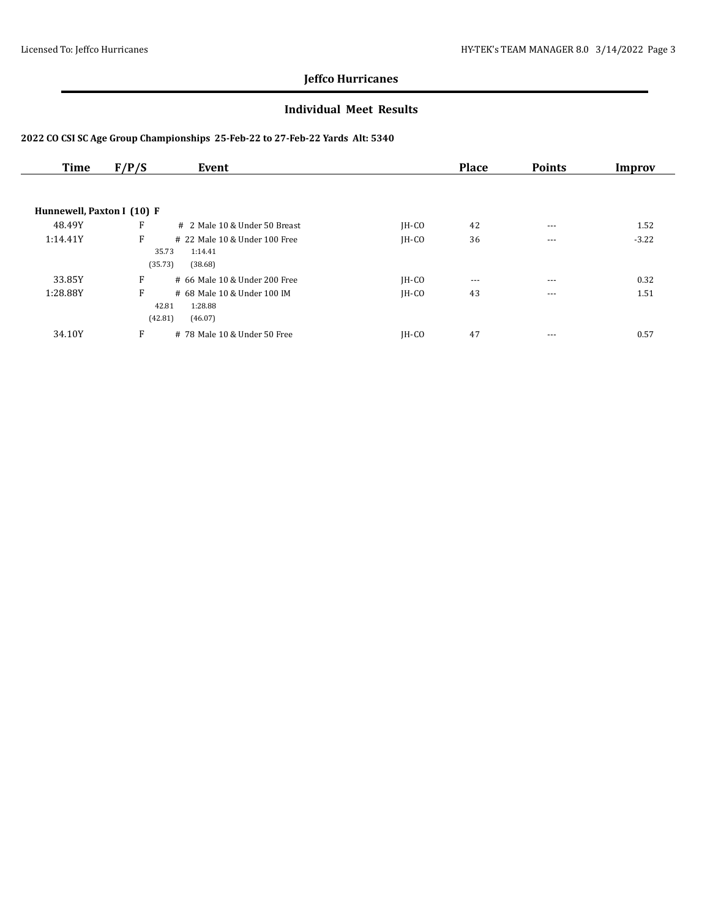## Jeffco Hurricanes

### Individual Meet Results

**2022 CO CSI SC Age Group Championships 25-Feb-22 to 27-Feb-22 Yards Alt: 5340**

| Time | F/P/S | Event | | Place | Points | Improv |
|---|---|---|---|---|---|---|
| **Hunnewell, Paxton I (10) F** | | | | | | |
| 48.49Y | F | # 2 Male 10 & Under 50 Breast | JH-CO | 42 | --- | 1.52 |
| 1:14.41Y | F | # 22 Male 10 & Under 100 Free<br>35.73 1:14.41<br>(35.73) (38.68) | JH-CO | 36 | --- | -3.22 |
| 33.85Y | F | # 66 Male 10 & Under 200 Free | JH-CO | --- | --- | 0.32 |
| 1:28.88Y | F | # 68 Male 10 & Under 100 IM<br>42.81 1:28.88<br>(42.81) (46.07) | JH-CO | 43 | --- | 1.51 |
| 34.10Y | F | # 78 Male 10 & Under 50 Free | JH-CO | 47 | --- | 0.57 |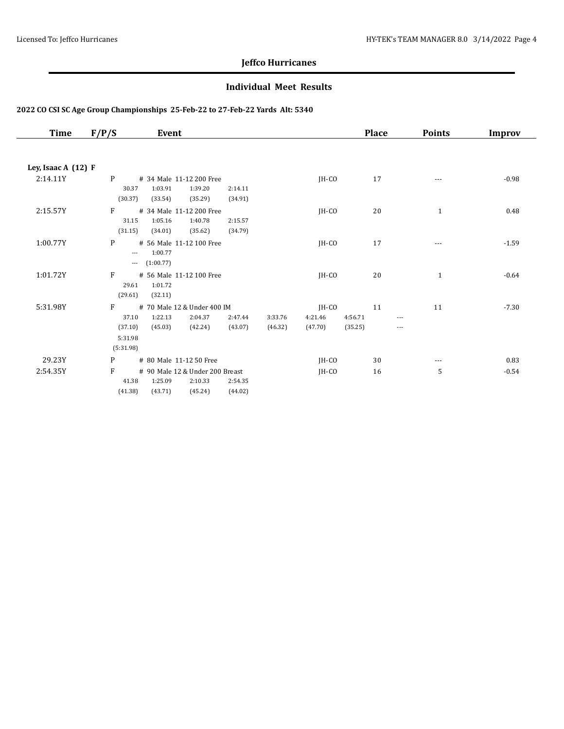## Jeffco Hurricanes

### Individual Meet Results

**2022 CO CSI SC Age Group Championships 25-Feb-22 to 27-Feb-22 Yards Alt: 5340**

| Time | F/P/S | Event | | Place | Points | Improv |
|---|---|---|---|---|---|---|
| **Ley, Isaac A (12) F** | | | | | | |
| 2:14.11Y | P | # 34 Male 11-12 200 Free | JH-CO | 17 | --- | -0.98 |
| | | 30.37 1:03.91 1:39.20 2:14.11<br>(30.37) (33.54) (35.29) (34.91) | | | | |
| 2:15.57Y | F | # 34 Male 11-12 200 Free | JH-CO | 20 | 1 | 0.48 |
| | | 31.15 1:05.16 1:40.78 2:15.57<br>(31.15) (34.01) (35.62) (34.79) | | | | |
| 1:00.77Y | P | # 56 Male 11-12 100 Free | JH-CO | 17 | --- | -1.59 |
| | | --- 1:00.77<br>--- (1:00.77) | | | | |
| 1:01.72Y | F | # 56 Male 11-12 100 Free | JH-CO | 20 | 1 | -0.64 |
| | | 29.61 1:01.72<br>(29.61) (32.11) | | | | |
| 5:31.98Y | F | # 70 Male 12 & Under 400 IM | JH-CO | 11 | 11 | -7.30 |
| | | 37.10 1:22.13 2:04.37 2:47.44 3:33.76 4:21.46 4:56.71 ---<br>(37.10) (45.03) (42.24) (43.07) (46.32) (47.70) (35.25) ---<br>5:31.98<br>(5:31.98) | | | | |
| 29.23Y | P | # 80 Male 11-12 50 Free | JH-CO | 30 | --- | 0.83 |
| 2:54.35Y | F | # 90 Male 12 & Under 200 Breast | JH-CO | 16 | 5 | -0.54 |
| | | 41.38 1:25.09 2:10.33 2:54.35<br>(41.38) (43.71) (45.24) (44.02) | | | | |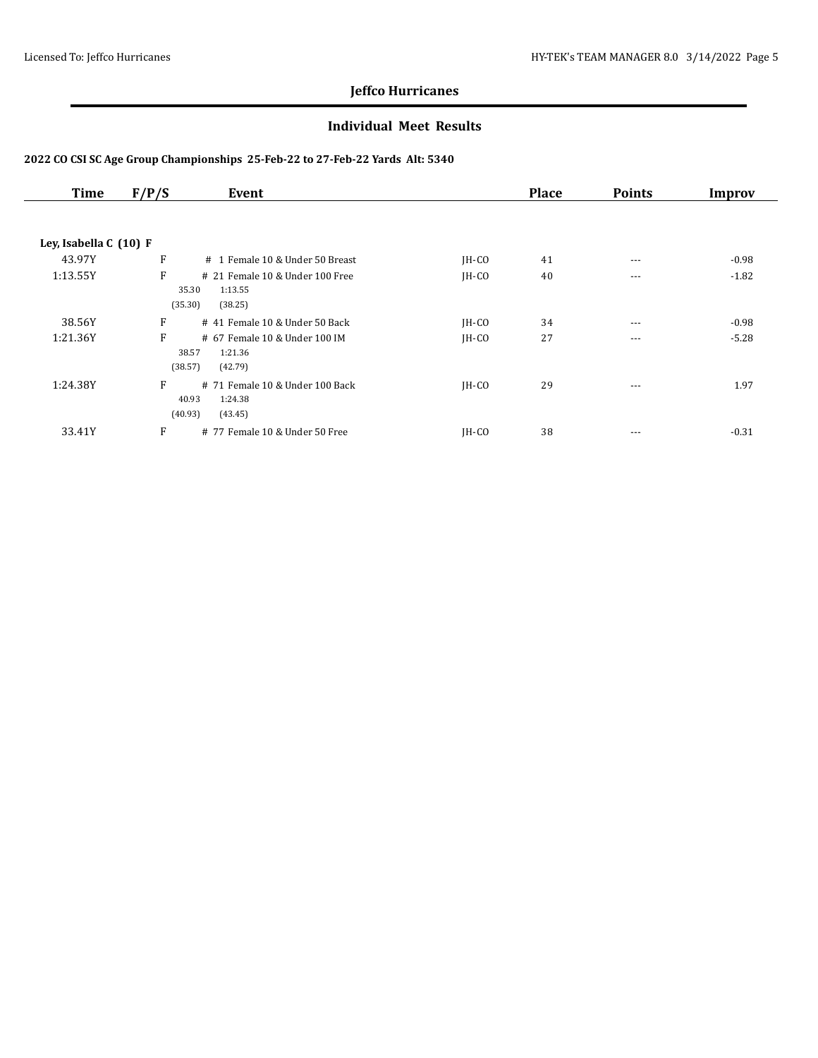## Jeffco Hurricanes

### Individual Meet Results

**2022 CO CSI SC Age Group Championships 25-Feb-22 to 27-Feb-22 Yards Alt: 5340**

| Time | F/P/S | Event | | Place | Points | Improv |
|---|---|---|---|---|---|---|
| **Ley, Isabella C (10) F** | | | | | | |
| 43.97Y | F | # 1 Female 10 & Under 50 Breast | JH-CO | 41 | --- | -0.98 |
| 1:13.55Y | F | # 21 Female 10 & Under 100 Free<br>35.30 1:13.55<br>(35.30) (38.25) | JH-CO | 40 | --- | -1.82 |
| 38.56Y | F | # 41 Female 10 & Under 50 Back | JH-CO | 34 | --- | -0.98 |
| 1:21.36Y | F | # 67 Female 10 & Under 100 IM<br>38.57 1:21.36<br>(38.57) (42.79) | JH-CO | 27 | --- | -5.28 |
| 1:24.38Y | F | # 71 Female 10 & Under 100 Back<br>40.93 1:24.38<br>(40.93) (43.45) | JH-CO | 29 | --- | 1.97 |
| 33.41Y | F | # 77 Female 10 & Under 50 Free | JH-CO | 38 | --- | -0.31 |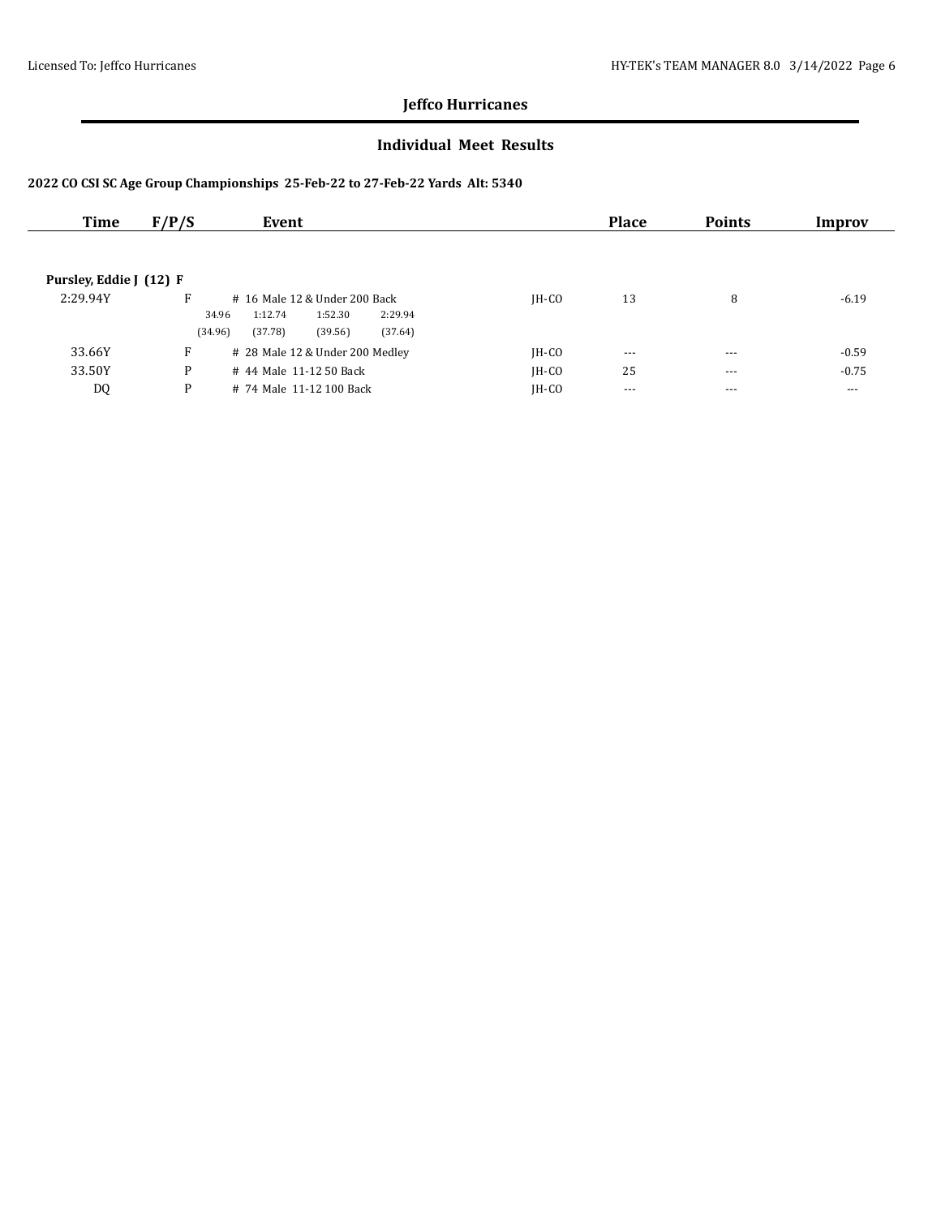## Jeffco Hurricanes

### Individual Meet Results

**2022 CO CSI SC Age Group Championships 25-Feb-22 to 27-Feb-22 Yards Alt: 5340**

| Time | F/P/S | Event | | Place | Points | Improv |
|---|---|---|---|---|---|---|
| **Pursley, Eddie J (12) F** | | | | | | |
| 2:29.94Y | F | # 16 Male 12 & Under 200 Back | JH-CO | 13 | 8 | -6.19 |
| | | 34.96 1:12.74 1:52.30 2:29.94 | | | | |
| | | (34.96) (37.78) (39.56) (37.64) | | | | |
| 33.66Y | F | # 28 Male 12 & Under 200 Medley | JH-CO | --- | --- | -0.59 |
| 33.50Y | P | # 44 Male 11-12 50 Back | JH-CO | 25 | --- | -0.75 |
| DQ | P | # 74 Male 11-12 100 Back | JH-CO | --- | --- | --- |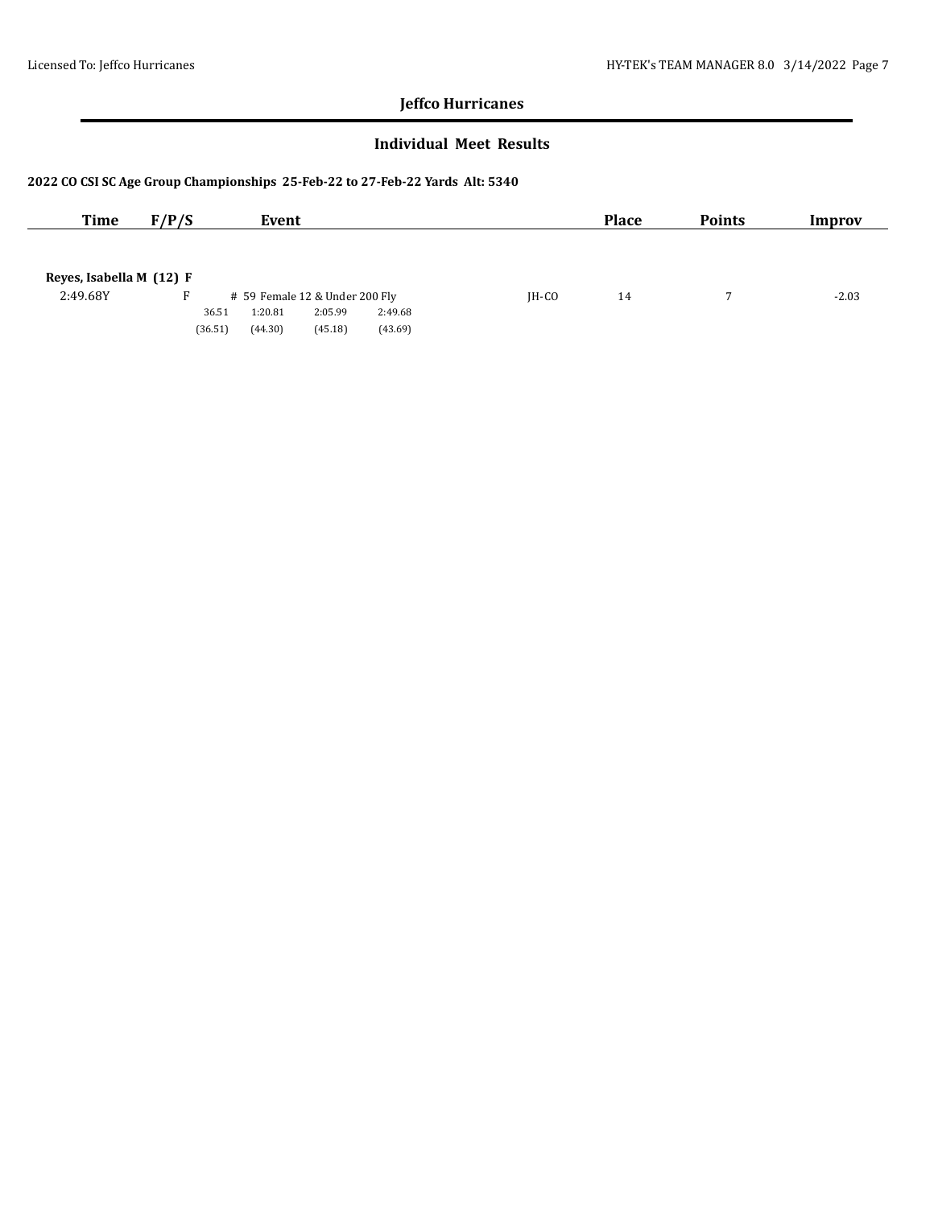## Jeffco Hurricanes

### Individual Meet Results

**2022 CO CSI SC Age Group Championships 25-Feb-22 to 27-Feb-22 Yards Alt: 5340**

| Time | F/P/S | Event | | Place | Points | Improv |
|---|---|---|---|---|---|---|
| **Reyes, Isabella M (12) F** | | | | | | |
| 2:49.68Y | F | # 59 Female 12 & Under 200 Fly | JH-CO | 14 | 7 | -2.03 |
| | | 36.51 1:20.81 2:05.99 2:49.68 | | | | |
| | | (36.51) (44.30) (45.18) (43.69) | | | | |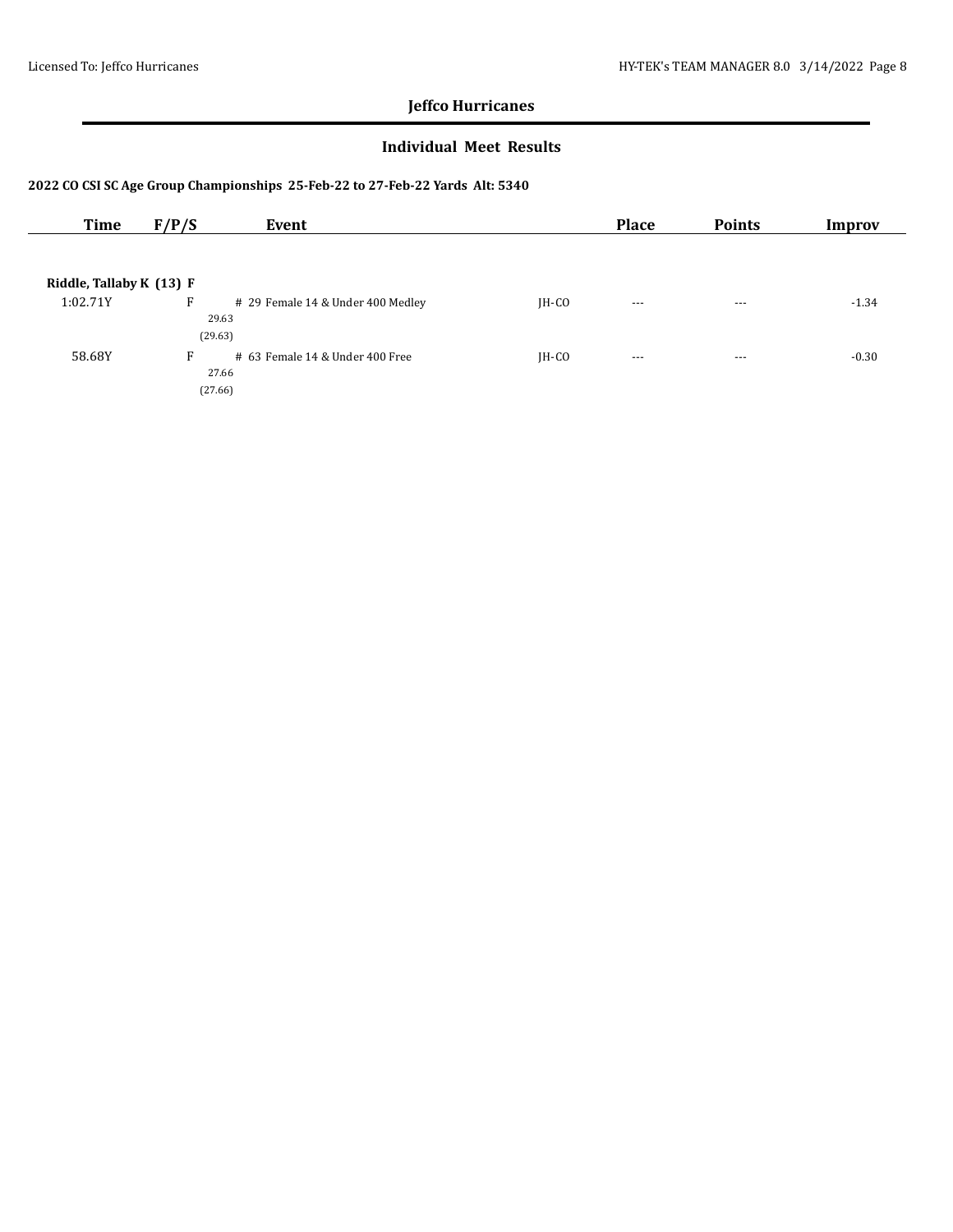## Jeffco Hurricanes

### Individual Meet Results

**2022 CO CSI SC Age Group Championships 25-Feb-22 to 27-Feb-22 Yards Alt: 5340**

| Time | F/P/S | Event | | Place | Points | Improv |
|---|---|---|---|---|---|---|
| **Riddle, Tallaby K (13) F** | | | | | | |
| 1:02.71Y | F | # 29 Female 14 & Under 400 Medley | JH-CO | --- | --- | -1.34 |
| | 29.63 (29.63) | | | | | |
| 58.68Y | F | # 63 Female 14 & Under 400 Free | JH-CO | --- | --- | -0.30 |
| | 27.66 (27.66) | | | | | |